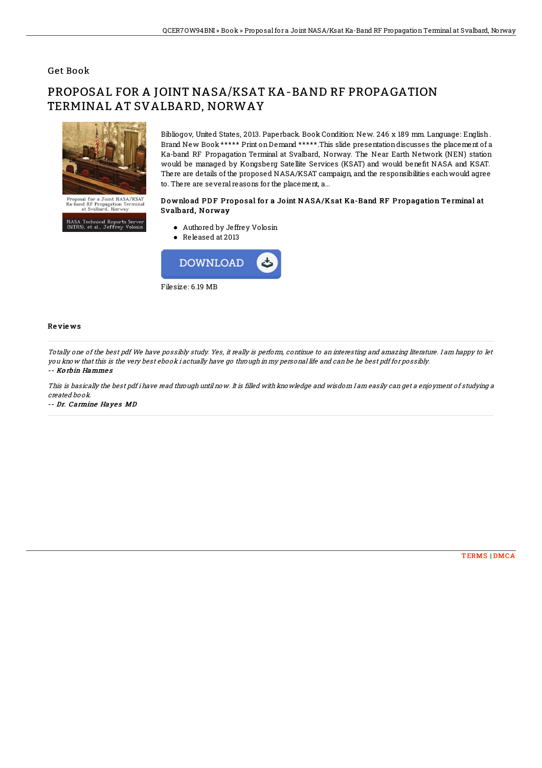## Get Book

# PROPOSAL FOR A JOINT NASA/KSAT KA-BAND RF PROPAGATION TERMINAL AT SVALBARD, NORWAY

Bibliogov, United States, 2013. Paperback. Book Condition: New. 246 x 189 mm. Language: English . Brand New Book ***** Print on Demand *****.This slide presentation discusses the placement of a Ka-band RF Propagation Terminal at Svalbard, Norway. The Near Earth Network (NEN) station would be managed by Kongsberg Satellite Services (KSAT) and would benefit NASA and KSAT. There are details of the proposed NASA/KSAT campaign, and the responsibilities each would agree to. There are several reasons for the placement, a...

### Download PDF Proposal for a Joint NASA/Ksat Ka-Band RF Propagation Terminal at Svalbard, Norway

- Authored by Jeffrey Volosin
- Released at 2013

Filesize: 6.19 MB

### Reviews

*Totally one of the best pdf We have possibly study. Yes, it really is perform, continue to an interesting and amazing literature. I am happy to let you know that this is the very best ebook i actually have go through in my personal life and can be he best pdf for possibly.*

-- *Korbin Hammes*

*This is basically the best pdf i have read through until now. It is filled with knowledge and wisdom I am easily can get a enjoyment of studying a created book.*

-- *Dr. Carmine Hayes MD*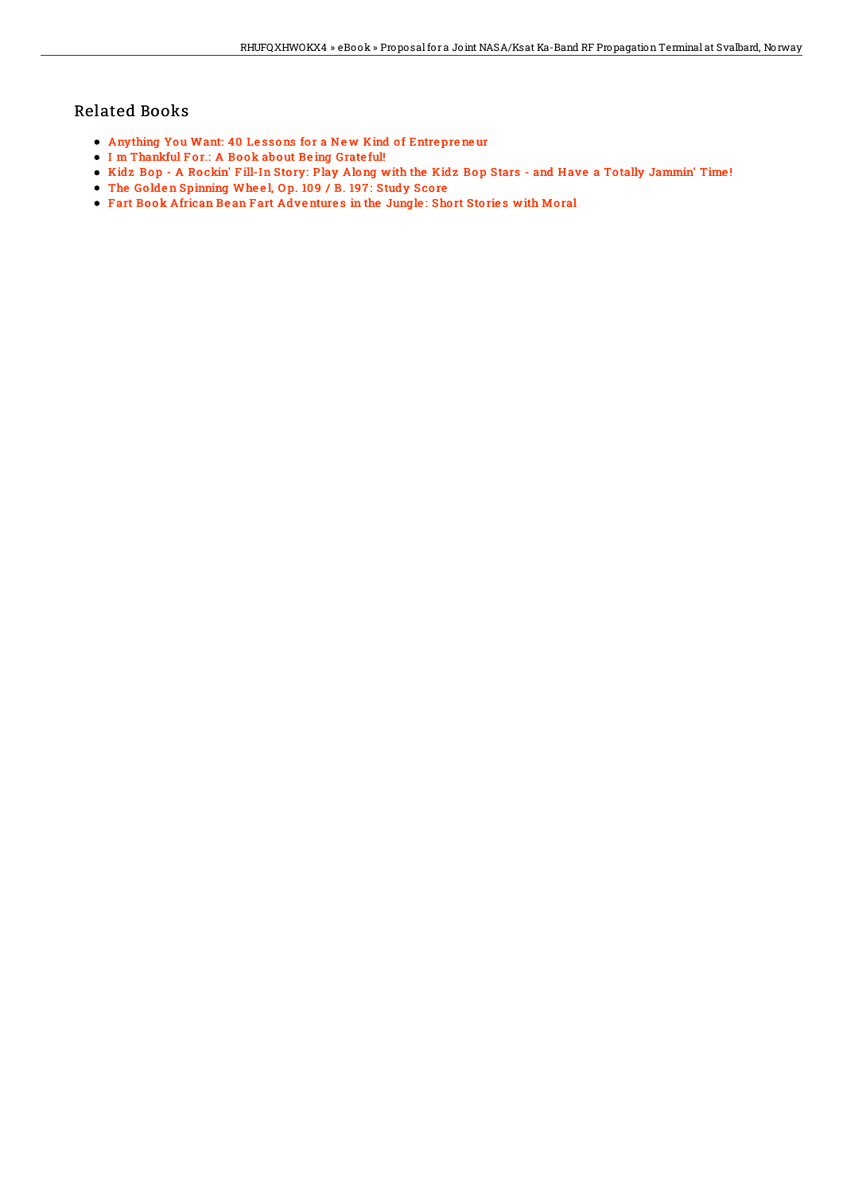## Related Books

- Anything You Want: 40 Lessons for a New Kind of Entrepreneur
- I m Thankful For.: A Book about Being Grateful!
- Kidz Bop - A Rockin' Fill-In Story: Play Along with the Kidz Bop Stars - and Have a Totally Jammin' Time!
- The Golden Spinning Wheel, Op. 109 / B. 197: Study Score
- Fart Book African Bean Fart Adventures in the Jungle: Short Stories with Moral